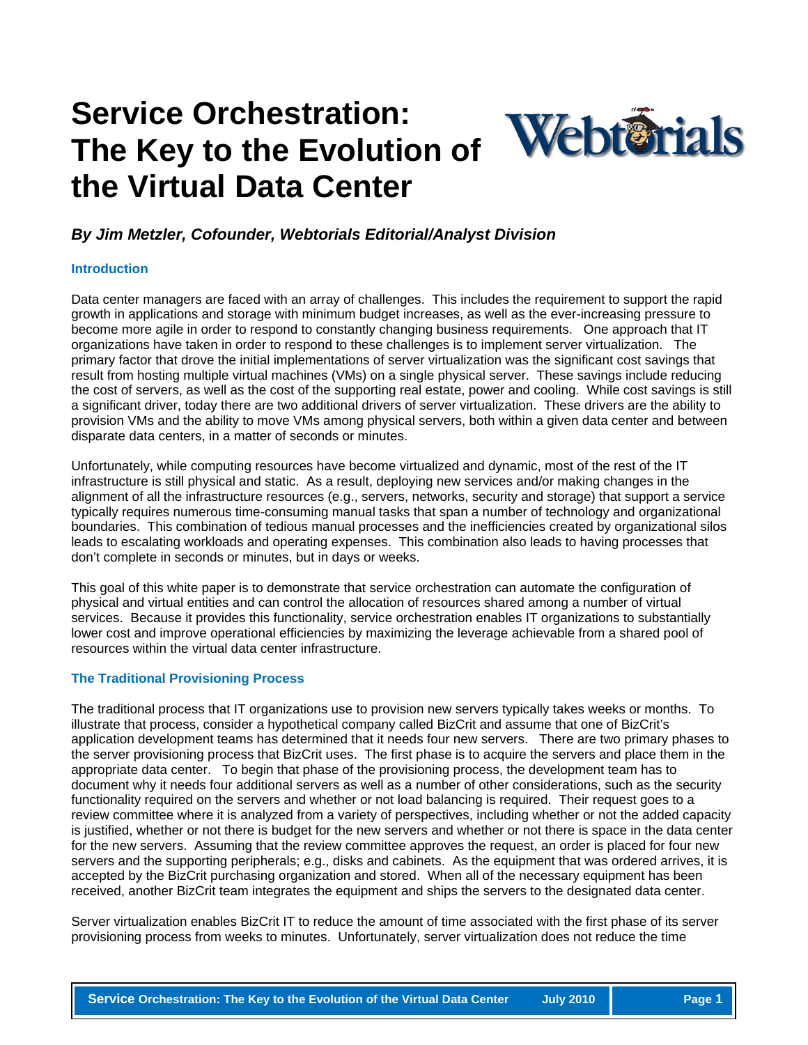# Service Orchestration: The Key to the Evolution of the Virtual Data Center

***By Jim Metzler, Cofounder, Webtorials Editorial/Analyst Division***

## Introduction

Data center managers are faced with an array of challenges. This includes the requirement to support the rapid growth in applications and storage with minimum budget increases, as well as the ever-increasing pressure to become more agile in order to respond to constantly changing business requirements. One approach that IT organizations have taken in order to respond to these challenges is to implement server virtualization. The primary factor that drove the initial implementations of server virtualization was the significant cost savings that result from hosting multiple virtual machines (VMs) on a single physical server. These savings include reducing the cost of servers, as well as the cost of the supporting real estate, power and cooling. While cost savings is still a significant driver, today there are two additional drivers of server virtualization. These drivers are the ability to provision VMs and the ability to move VMs among physical servers, both within a given data center and between disparate data centers, in a matter of seconds or minutes.

Unfortunately, while computing resources have become virtualized and dynamic, most of the rest of the IT infrastructure is still physical and static. As a result, deploying new services and/or making changes in the alignment of all the infrastructure resources (e.g., servers, networks, security and storage) that support a service typically requires numerous time-consuming manual tasks that span a number of technology and organizational boundaries. This combination of tedious manual processes and the inefficiencies created by organizational silos leads to escalating workloads and operating expenses. This combination also leads to having processes that don't complete in seconds or minutes, but in days or weeks.

This goal of this white paper is to demonstrate that service orchestration can automate the configuration of physical and virtual entities and can control the allocation of resources shared among a number of virtual services. Because it provides this functionality, service orchestration enables IT organizations to substantially lower cost and improve operational efficiencies by maximizing the leverage achievable from a shared pool of resources within the virtual data center infrastructure.

## The Traditional Provisioning Process

The traditional process that IT organizations use to provision new servers typically takes weeks or months. To illustrate that process, consider a hypothetical company called BizCrit and assume that one of BizCrit's application development teams has determined that it needs four new servers. There are two primary phases to the server provisioning process that BizCrit uses. The first phase is to acquire the servers and place them in the appropriate data center. To begin that phase of the provisioning process, the development team has to document why it needs four additional servers as well as a number of other considerations, such as the security functionality required on the servers and whether or not load balancing is required. Their request goes to a review committee where it is analyzed from a variety of perspectives, including whether or not the added capacity is justified, whether or not there is budget for the new servers and whether or not there is space in the data center for the new servers. Assuming that the review committee approves the request, an order is placed for four new servers and the supporting peripherals; e.g., disks and cabinets. As the equipment that was ordered arrives, it is accepted by the BizCrit purchasing organization and stored. When all of the necessary equipment has been received, another BizCrit team integrates the equipment and ships the servers to the designated data center.

Server virtualization enables BizCrit IT to reduce the amount of time associated with the first phase of its server provisioning process from weeks to minutes. Unfortunately, server virtualization does not reduce the time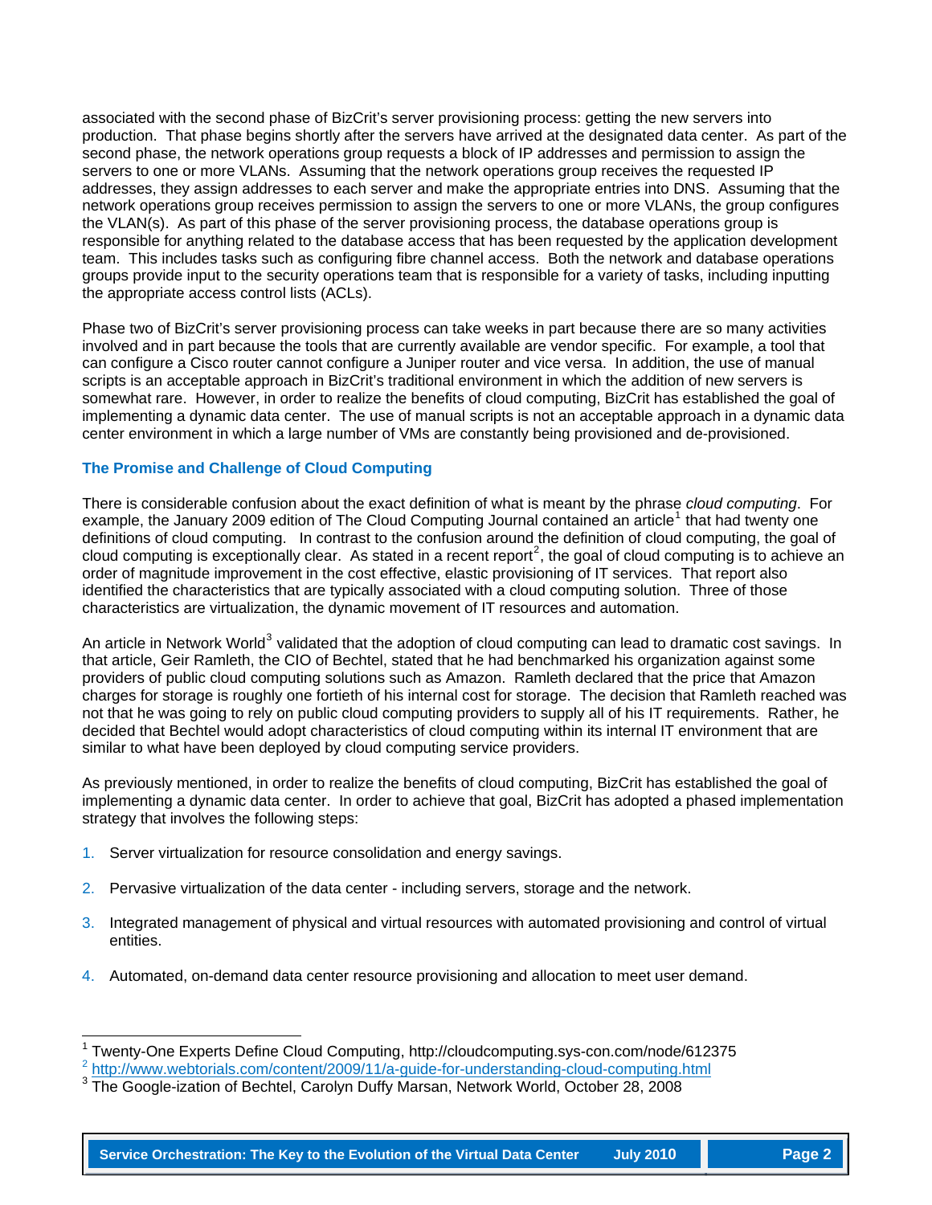associated with the second phase of BizCrit's server provisioning process: getting the new servers into production. That phase begins shortly after the servers have arrived at the designated data center. As part of the second phase, the network operations group requests a block of IP addresses and permission to assign the servers to one or more VLANs. Assuming that the network operations group receives the requested IP addresses, they assign addresses to each server and make the appropriate entries into DNS. Assuming that the network operations group receives permission to assign the servers to one or more VLANs, the group configures the VLAN(s). As part of this phase of the server provisioning process, the database operations group is responsible for anything related to the database access that has been requested by the application development team. This includes tasks such as configuring fibre channel access. Both the network and database operations groups provide input to the security operations team that is responsible for a variety of tasks, including inputting the appropriate access control lists (ACLs).

Phase two of BizCrit's server provisioning process can take weeks in part because there are so many activities involved and in part because the tools that are currently available are vendor specific. For example, a tool that can configure a Cisco router cannot configure a Juniper router and vice versa. In addition, the use of manual scripts is an acceptable approach in BizCrit's traditional environment in which the addition of new servers is somewhat rare. However, in order to realize the benefits of cloud computing, BizCrit has established the goal of implementing a dynamic data center. The use of manual scripts is not an acceptable approach in a dynamic data center environment in which a large number of VMs are constantly being provisioned and de-provisioned.

### The Promise and Challenge of Cloud Computing

There is considerable confusion about the exact definition of what is meant by the phrase *cloud computing*. For example, the January 2009 edition of The Cloud Computing Journal contained an article[1] that had twenty one definitions of cloud computing. In contrast to the confusion around the definition of cloud computing, the goal of cloud computing is exceptionally clear. As stated in a recent report[2], the goal of cloud computing is to achieve an order of magnitude improvement in the cost effective, elastic provisioning of IT services. That report also identified the characteristics that are typically associated with a cloud computing solution. Three of those characteristics are virtualization, the dynamic movement of IT resources and automation.

An article in Network World[3] validated that the adoption of cloud computing can lead to dramatic cost savings. In that article, Geir Ramleth, the CIO of Bechtel, stated that he had benchmarked his organization against some providers of public cloud computing solutions such as Amazon. Ramleth declared that the price that Amazon charges for storage is roughly one fortieth of his internal cost for storage. The decision that Ramleth reached was not that he was going to rely on public cloud computing providers to supply all of his IT requirements. Rather, he decided that Bechtel would adopt characteristics of cloud computing within its internal IT environment that are similar to what have been deployed by cloud computing service providers.

As previously mentioned, in order to realize the benefits of cloud computing, BizCrit has established the goal of implementing a dynamic data center. In order to achieve that goal, BizCrit has adopted a phased implementation strategy that involves the following steps:

1. Server virtualization for resource consolidation and energy savings.
2. Pervasive virtualization of the data center - including servers, storage and the network.
3. Integrated management of physical and virtual resources with automated provisioning and control of virtual entities.
4. Automated, on-demand data center resource provisioning and allocation to meet user demand.

---

[1] Twenty-One Experts Define Cloud Computing, http://cloudcomputing.sys-con.com/node/612375

[2] http://www.webtorials.com/content/2009/11/a-guide-for-understanding-cloud-computing.html

[3] The Google-ization of Bechtel, Carolyn Duffy Marsan, Network World, October 28, 2008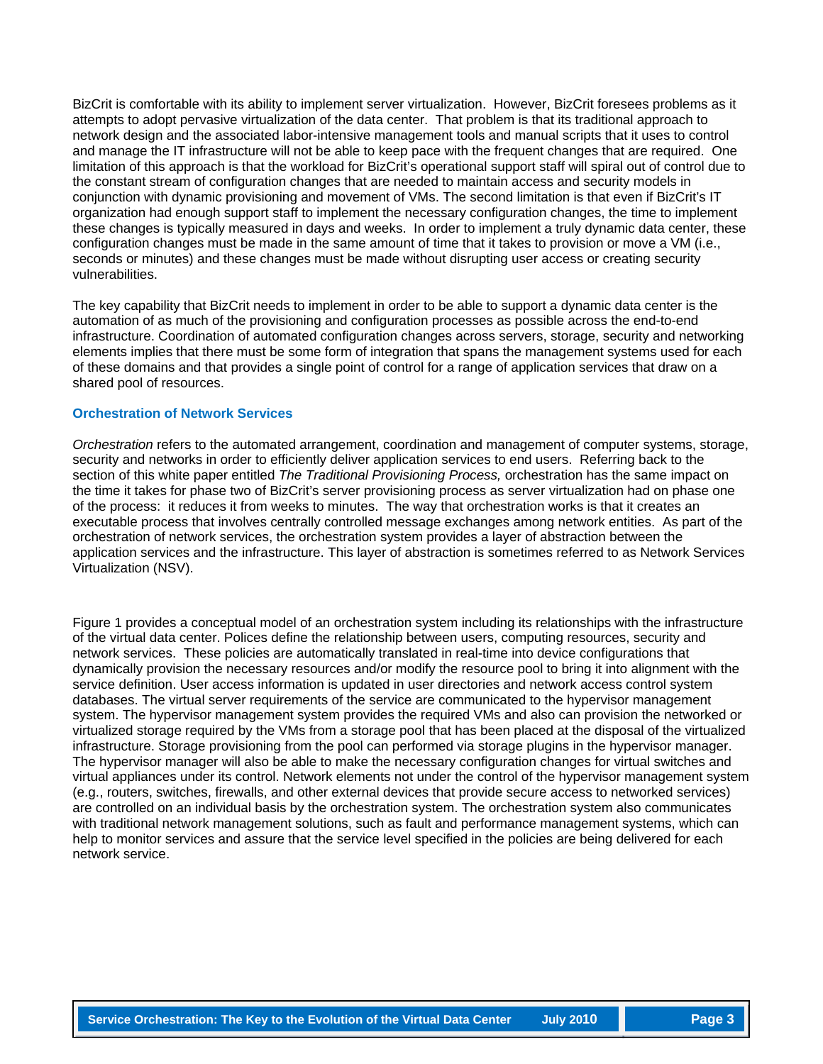BizCrit is comfortable with its ability to implement server virtualization. However, BizCrit foresees problems as it attempts to adopt pervasive virtualization of the data center. That problem is that its traditional approach to network design and the associated labor-intensive management tools and manual scripts that it uses to control and manage the IT infrastructure will not be able to keep pace with the frequent changes that are required. One limitation of this approach is that the workload for BizCrit's operational support staff will spiral out of control due to the constant stream of configuration changes that are needed to maintain access and security models in conjunction with dynamic provisioning and movement of VMs. The second limitation is that even if BizCrit's IT organization had enough support staff to implement the necessary configuration changes, the time to implement these changes is typically measured in days and weeks. In order to implement a truly dynamic data center, these configuration changes must be made in the same amount of time that it takes to provision or move a VM (i.e., seconds or minutes) and these changes must be made without disrupting user access or creating security vulnerabilities.

The key capability that BizCrit needs to implement in order to be able to support a dynamic data center is the automation of as much of the provisioning and configuration processes as possible across the end-to-end infrastructure. Coordination of automated configuration changes across servers, storage, security and networking elements implies that there must be some form of integration that spans the management systems used for each of these domains and that provides a single point of control for a range of application services that draw on a shared pool of resources.

### Orchestration of Network Services

*Orchestration* refers to the automated arrangement, coordination and management of computer systems, storage, security and networks in order to efficiently deliver application services to end users. Referring back to the section of this white paper entitled *The Traditional Provisioning Process,* orchestration has the same impact on the time it takes for phase two of BizCrit's server provisioning process as server virtualization had on phase one of the process: it reduces it from weeks to minutes. The way that orchestration works is that it creates an executable process that involves centrally controlled message exchanges among network entities. As part of the orchestration of network services, the orchestration system provides a layer of abstraction between the application services and the infrastructure. This layer of abstraction is sometimes referred to as Network Services Virtualization (NSV).

Figure 1 provides a conceptual model of an orchestration system including its relationships with the infrastructure of the virtual data center. Polices define the relationship between users, computing resources, security and network services. These policies are automatically translated in real-time into device configurations that dynamically provision the necessary resources and/or modify the resource pool to bring it into alignment with the service definition. User access information is updated in user directories and network access control system databases. The virtual server requirements of the service are communicated to the hypervisor management system. The hypervisor management system provides the required VMs and also can provision the networked or virtualized storage required by the VMs from a storage pool that has been placed at the disposal of the virtualized infrastructure. Storage provisioning from the pool can performed via storage plugins in the hypervisor manager. The hypervisor manager will also be able to make the necessary configuration changes for virtual switches and virtual appliances under its control. Network elements not under the control of the hypervisor management system (e.g., routers, switches, firewalls, and other external devices that provide secure access to networked services) are controlled on an individual basis by the orchestration system. The orchestration system also communicates with traditional network management solutions, such as fault and performance management systems, which can help to monitor services and assure that the service level specified in the policies are being delivered for each network service.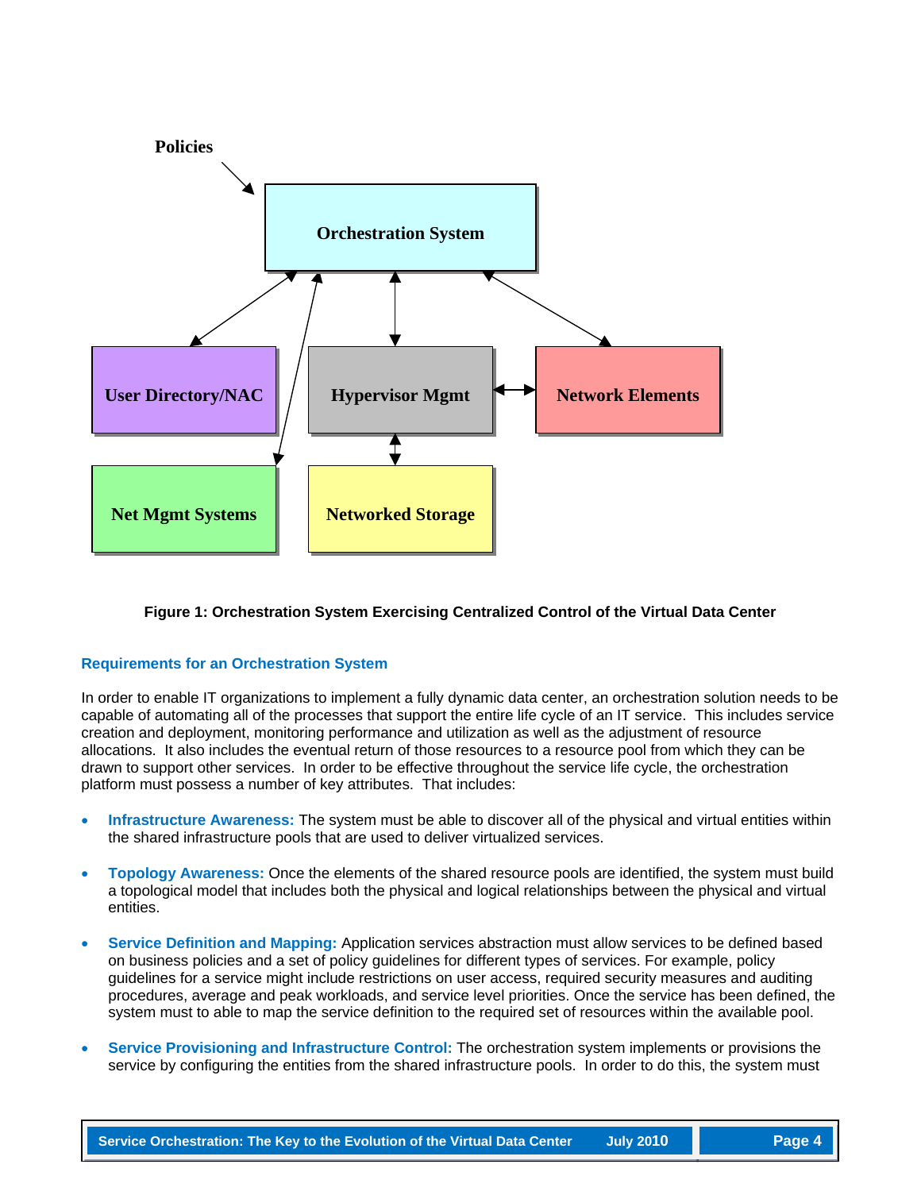Policies

Orchestration System

User Directory/NAC

Hypervisor Mgmt

Network Elements

Net Mgmt Systems

Networked Storage

**Figure 1: Orchestration System Exercising Centralized Control of the Virtual Data Center**

### Requirements for an Orchestration System

In order to enable IT organizations to implement a fully dynamic data center, an orchestration solution needs to be capable of automating all of the processes that support the entire life cycle of an IT service. This includes service creation and deployment, monitoring performance and utilization as well as the adjustment of resource allocations. It also includes the eventual return of those resources to a resource pool from which they can be drawn to support other services. In order to be effective throughout the service life cycle, the orchestration platform must possess a number of key attributes. That includes:

- **Infrastructure Awareness:** The system must be able to discover all of the physical and virtual entities within the shared infrastructure pools that are used to deliver virtualized services.

- **Topology Awareness:** Once the elements of the shared resource pools are identified, the system must build a topological model that includes both the physical and logical relationships between the physical and virtual entities.

- **Service Definition and Mapping:** Application services abstraction must allow services to be defined based on business policies and a set of policy guidelines for different types of services. For example, policy guidelines for a service might include restrictions on user access, required security measures and auditing procedures, average and peak workloads, and service level priorities. Once the service has been defined, the system must to able to map the service definition to the required set of resources within the available pool.

- **Service Provisioning and Infrastructure Control:** The orchestration system implements or provisions the service by configuring the entities from the shared infrastructure pools. In order to do this, the system must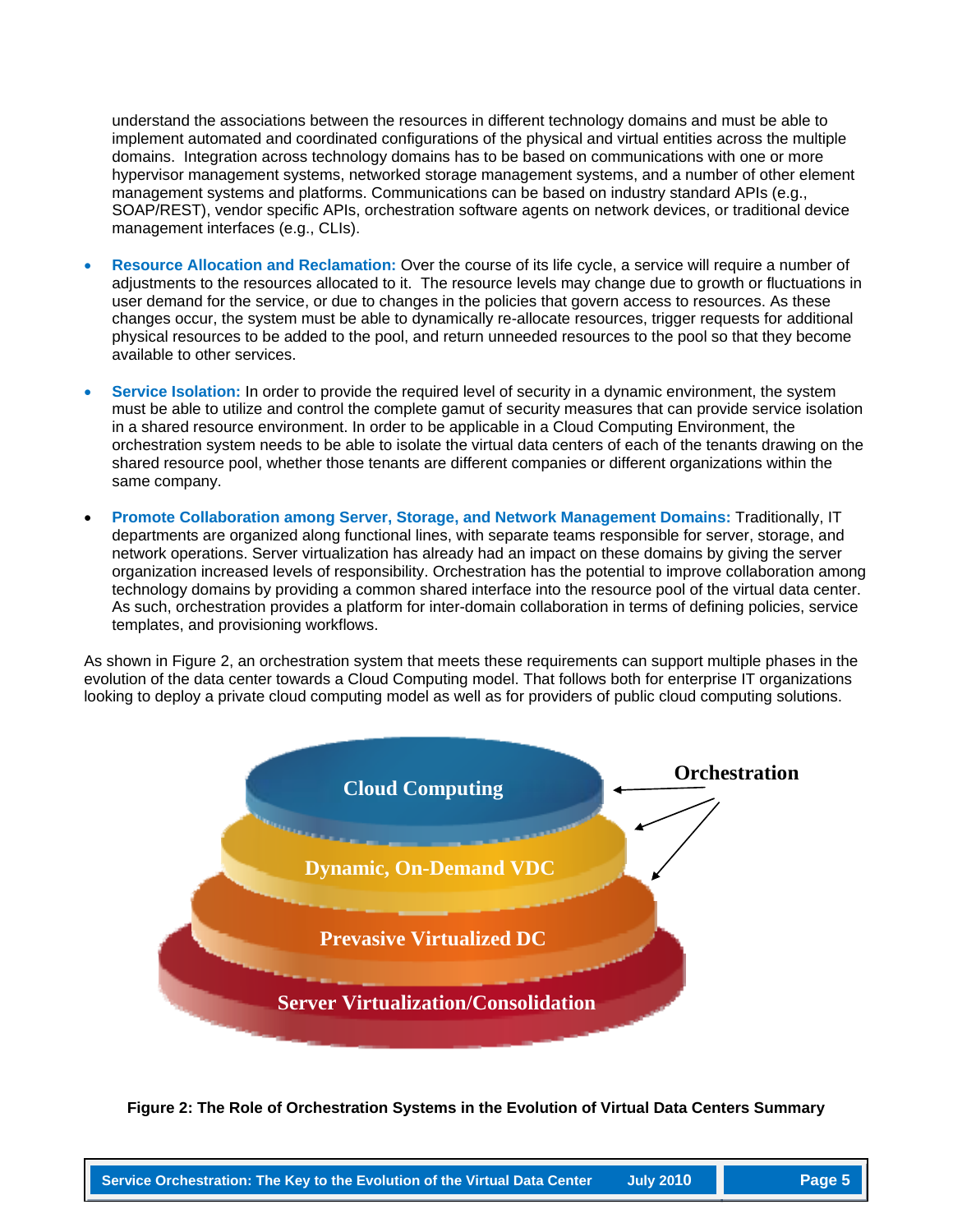understand the associations between the resources in different technology domains and must be able to implement automated and coordinated configurations of the physical and virtual entities across the multiple domains. Integration across technology domains has to be based on communications with one or more hypervisor management systems, networked storage management systems, and a number of other element management systems and platforms. Communications can be based on industry standard APIs (e.g., SOAP/REST), vendor specific APIs, orchestration software agents on network devices, or traditional device management interfaces (e.g., CLIs).

- **Resource Allocation and Reclamation:** Over the course of its life cycle, a service will require a number of adjustments to the resources allocated to it. The resource levels may change due to growth or fluctuations in user demand for the service, or due to changes in the policies that govern access to resources. As these changes occur, the system must be able to dynamically re-allocate resources, trigger requests for additional physical resources to be added to the pool, and return unneeded resources to the pool so that they become available to other services.

- **Service Isolation:** In order to provide the required level of security in a dynamic environment, the system must be able to utilize and control the complete gamut of security measures that can provide service isolation in a shared resource environment. In order to be applicable in a Cloud Computing Environment, the orchestration system needs to be able to isolate the virtual data centers of each of the tenants drawing on the shared resource pool, whether those tenants are different companies or different organizations within the same company.

- **Promote Collaboration among Server, Storage, and Network Management Domains:** Traditionally, IT departments are organized along functional lines, with separate teams responsible for server, storage, and network operations. Server virtualization has already had an impact on these domains by giving the server organization increased levels of responsibility. Orchestration has the potential to improve collaboration among technology domains by providing a common shared interface into the resource pool of the virtual data center. As such, orchestration provides a platform for inter-domain collaboration in terms of defining policies, service templates, and provisioning workflows.

As shown in Figure 2, an orchestration system that meets these requirements can support multiple phases in the evolution of the data center towards a Cloud Computing model. That follows both for enterprise IT organizations looking to deploy a private cloud computing model as well as for providers of public cloud computing solutions.

Cloud Computing

Dynamic, On-Demand VDC

Prevasive Virtualized DC

Server Virtualization/Consolidation

Orchestration

**Figure 2: The Role of Orchestration Systems in the Evolution of Virtual Data Centers Summary**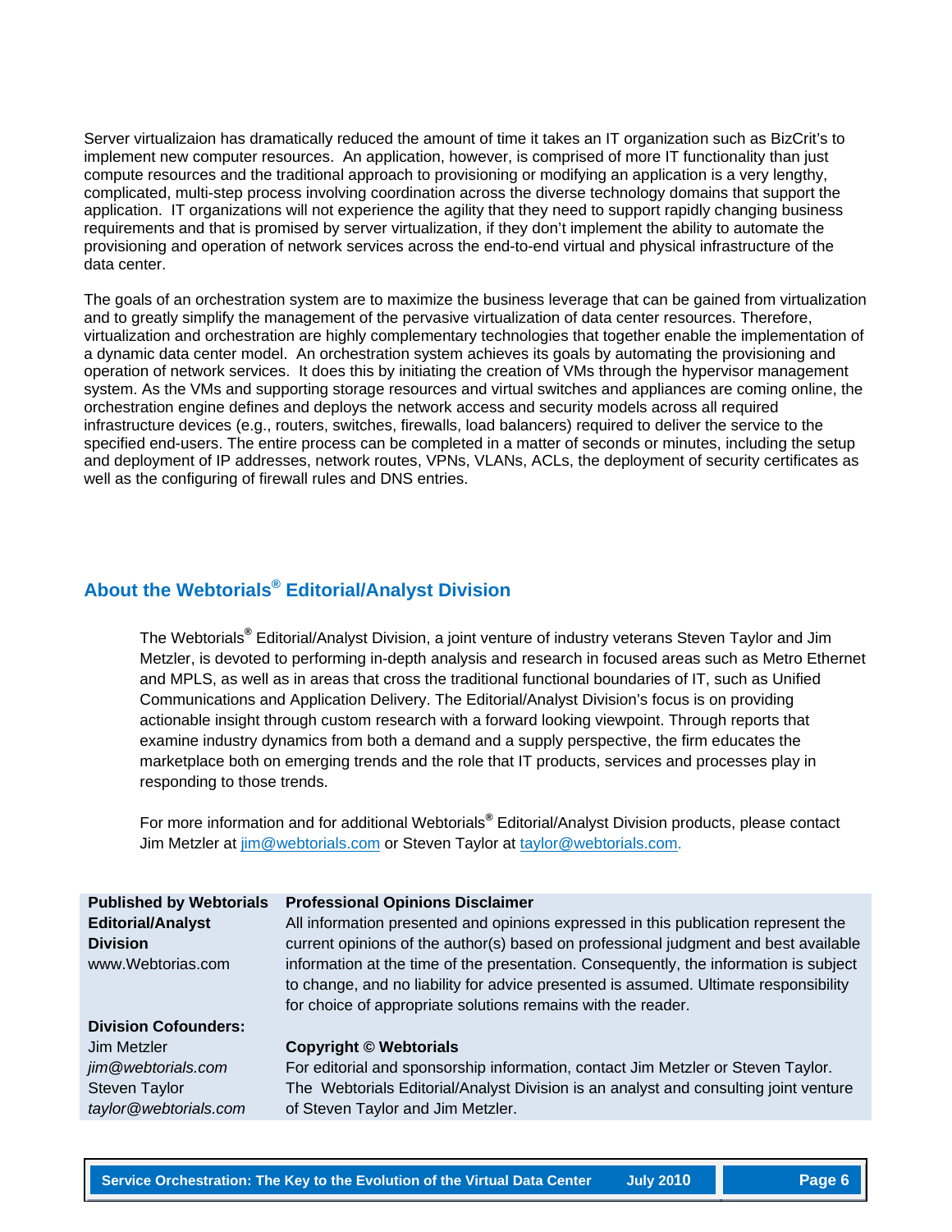Server virtualizaion has dramatically reduced the amount of time it takes an IT organization such as BizCrit's to implement new computer resources. An application, however, is comprised of more IT functionality than just compute resources and the traditional approach to provisioning or modifying an application is a very lengthy, complicated, multi-step process involving coordination across the diverse technology domains that support the application. IT organizations will not experience the agility that they need to support rapidly changing business requirements and that is promised by server virtualization, if they don't implement the ability to automate the provisioning and operation of network services across the end-to-end virtual and physical infrastructure of the data center.

The goals of an orchestration system are to maximize the business leverage that can be gained from virtualization and to greatly simplify the management of the pervasive virtualization of data center resources. Therefore, virtualization and orchestration are highly complementary technologies that together enable the implementation of a dynamic data center model. An orchestration system achieves its goals by automating the provisioning and operation of network services. It does this by initiating the creation of VMs through the hypervisor management system. As the VMs and supporting storage resources and virtual switches and appliances are coming online, the orchestration engine defines and deploys the network access and security models across all required infrastructure devices (e.g., routers, switches, firewalls, load balancers) required to deliver the service to the specified end-users. The entire process can be completed in a matter of seconds or minutes, including the setup and deployment of IP addresses, network routes, VPNs, VLANs, ACLs, the deployment of security certificates as well as the configuring of firewall rules and DNS entries.

## About the Webtorials® Editorial/Analyst Division

The Webtorials® Editorial/Analyst Division, a joint venture of industry veterans Steven Taylor and Jim Metzler, is devoted to performing in-depth analysis and research in focused areas such as Metro Ethernet and MPLS, as well as in areas that cross the traditional functional boundaries of IT, such as Unified Communications and Application Delivery. The Editorial/Analyst Division's focus is on providing actionable insight through custom research with a forward looking viewpoint. Through reports that examine industry dynamics from both a demand and a supply perspective, the firm educates the marketplace both on emerging trends and the role that IT products, services and processes play in responding to those trends.

For more information and for additional Webtorials® Editorial/Analyst Division products, please contact Jim Metzler at jim@webtorials.com or Steven Taylor at taylor@webtorials.com.

**Published by Webtorials Editorial/Analyst Division**
www.Webtorias.com

**Division Cofounders:**
Jim Metzler
*jim@webtorials.com*
Steven Taylor
*taylor@webtorials.com*

**Professional Opinions Disclaimer**
All information presented and opinions expressed in this publication represent the current opinions of the author(s) based on professional judgment and best available information at the time of the presentation. Consequently, the information is subject to change, and no liability for advice presented is assumed. Ultimate responsibility for choice of appropriate solutions remains with the reader.

**Copyright © Webtorials**
For editorial and sponsorship information, contact Jim Metzler or Steven Taylor. The Webtorials Editorial/Analyst Division is an analyst and consulting joint venture of Steven Taylor and Jim Metzler.